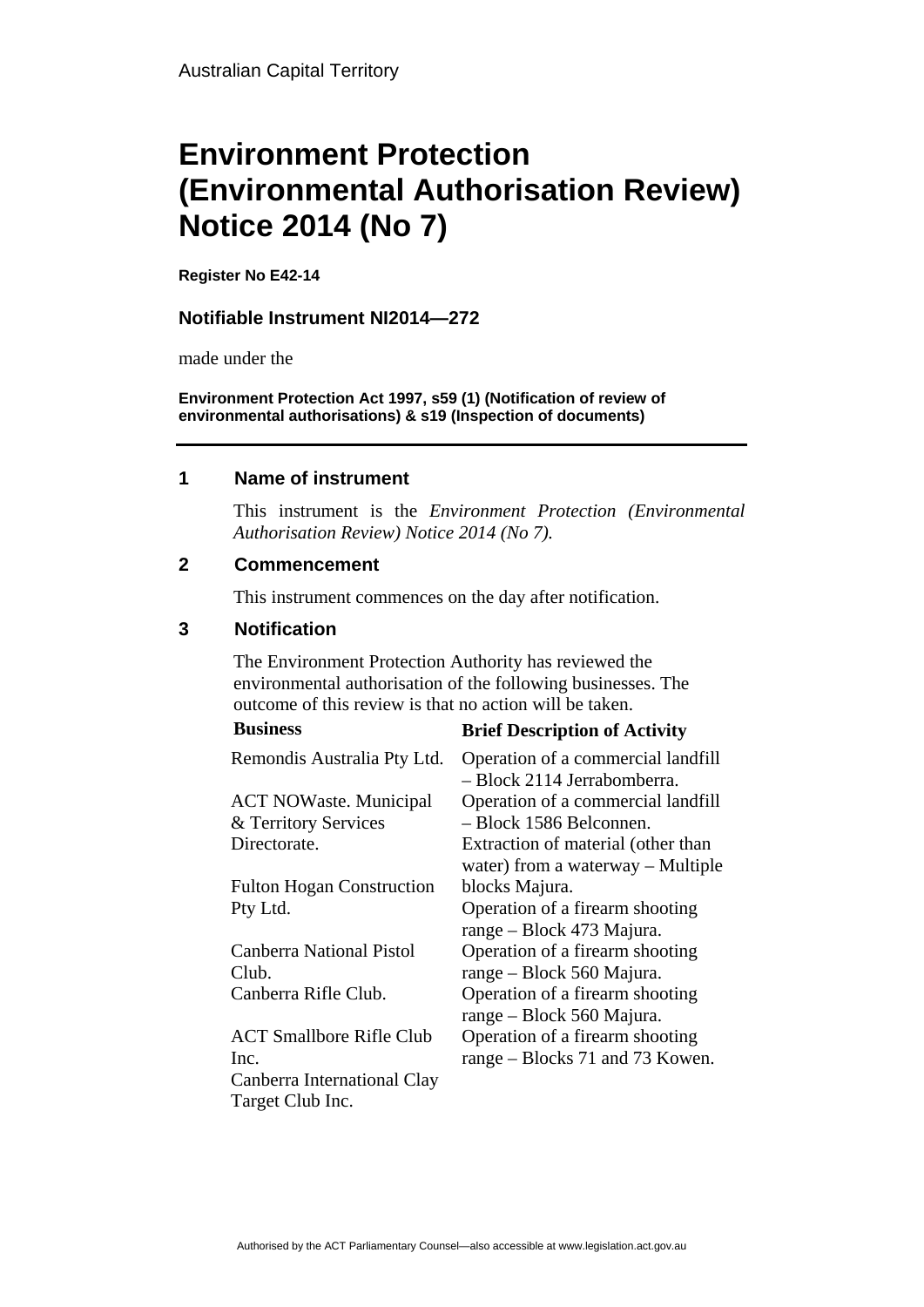Australian Capital Territory

# Environment Protection (Environmental Authorisation Review) Notice 2014 (No 7)

**Register No E42-14**

**Notifiable Instrument NI2014—272**

made under the

**Environment Protection Act 1997, s59 (1) (Notification of review of environmental authorisations) & s19 (Inspection of documents)**

## 1 Name of instrument

This instrument is the *Environment Protection (Environmental Authorisation Review) Notice 2014 (No 7).*

## 2 Commencement

This instrument commences on the day after notification.

## 3 Notification

The Environment Protection Authority has reviewed the environmental authorisation of the following businesses. The outcome of this review is that no action will be taken.

| Business | Brief Description of Activity |
| --- | --- |
| Remondis Australia Pty Ltd. | Operation of a commercial landfill – Block 2114 Jerrabomberra. |
| ACT NOWaste. Municipal & Territory Services Directorate. | Operation of a commercial landfill – Block 1586 Belconnen. |
| Fulton Hogan Construction Pty Ltd. | Extraction of material (other than water) from a waterway – Multiple blocks Majura. |
| Canberra National Pistol Club. | Operation of a firearm shooting range – Block 473 Majura. |
| Canberra Rifle Club. | Operation of a firearm shooting range – Block 560 Majura. |
| ACT Smallbore Rifle Club Inc. | Operation of a firearm shooting range – Block 560 Majura. |
| Canberra International Clay Target Club Inc. | Operation of a firearm shooting range – Blocks 71 and 73 Kowen. |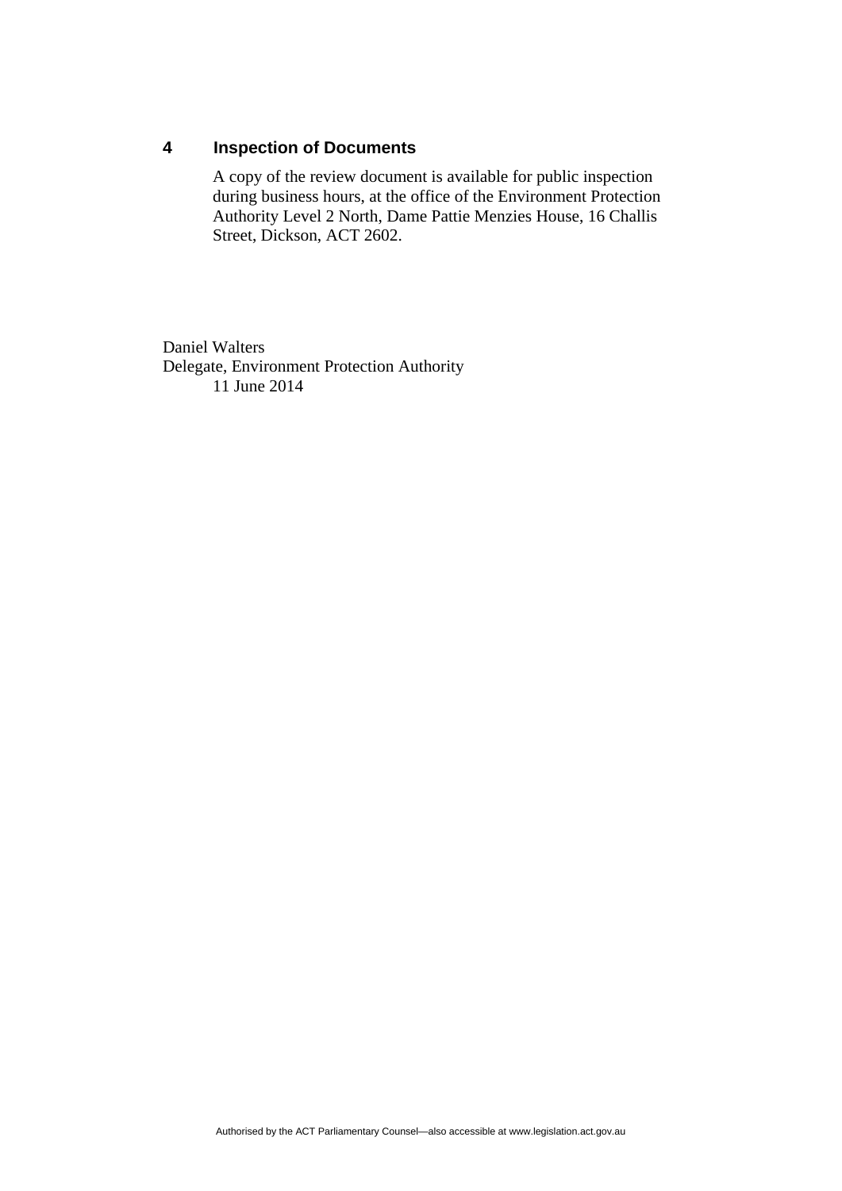## 4 Inspection of Documents

A copy of the review document is available for public inspection during business hours, at the office of the Environment Protection Authority Level 2 North, Dame Pattie Menzies House, 16 Challis Street, Dickson, ACT 2602.

Daniel Walters
Delegate, Environment Protection Authority
11 June 2014